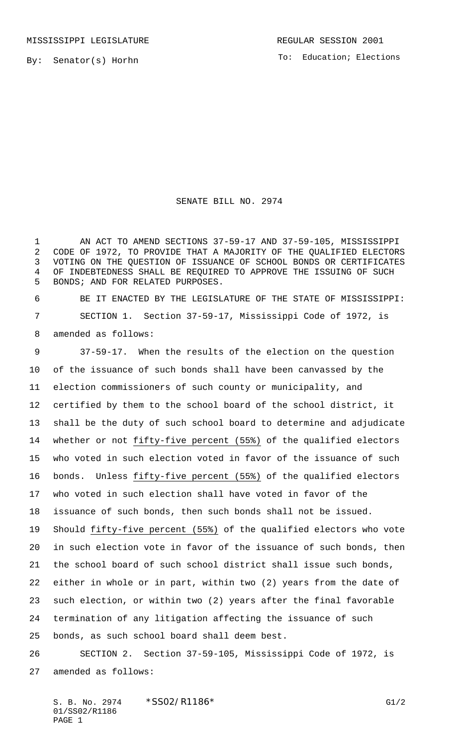MISSISSIPPI LEGISLATURE — REGULAR SESSION 2001

By: Senator(s) Horhn

To: Education; Elections

# SENATE BILL NO. 2974

AN ACT TO AMEND SECTIONS 37-59-17 AND 37-59-105, MISSISSIPPI CODE OF 1972, TO PROVIDE THAT A MAJORITY OF THE QUALIFIED ELECTORS VOTING ON THE QUESTION OF ISSUANCE OF SCHOOL BONDS OR CERTIFICATES OF INDEBTEDNESS SHALL BE REQUIRED TO APPROVE THE ISSUING OF SUCH BONDS; AND FOR RELATED PURPOSES.

BE IT ENACTED BY THE LEGISLATURE OF THE STATE OF MISSISSIPPI:

SECTION 1. Section 37-59-17, Mississippi Code of 1972, is amended as follows:

37-59-17. When the results of the election on the question of the issuance of such bonds shall have been canvassed by the election commissioners of such county or municipality, and certified by them to the school board of the school district, it shall be the duty of such school board to determine and adjudicate whether or not fifty-five percent (55%) of the qualified electors who voted in such election voted in favor of the issuance of such bonds. Unless fifty-five percent (55%) of the qualified electors who voted in such election shall have voted in favor of the issuance of such bonds, then such bonds shall not be issued. Should fifty-five percent (55%) of the qualified electors who vote in such election vote in favor of the issuance of such bonds, then the school board of such school district shall issue such bonds, either in whole or in part, within two (2) years from the date of such election, or within two (2) years after the final favorable termination of any litigation affecting the issuance of such bonds, as such school board shall deem best.

SECTION 2. Section 37-59-105, Mississippi Code of 1972, is amended as follows: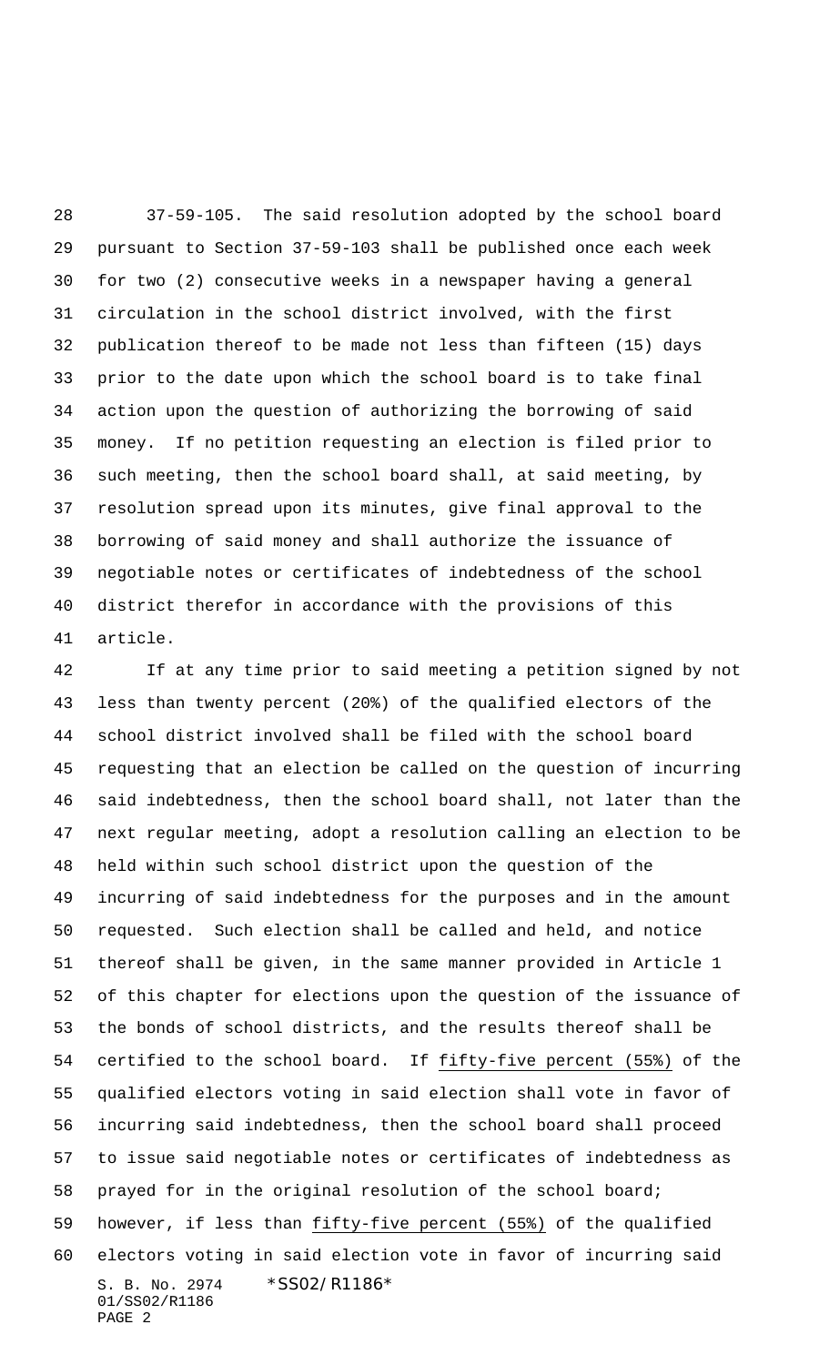37-59-105. The said resolution adopted by the school board pursuant to Section 37-59-103 shall be published once each week for two (2) consecutive weeks in a newspaper having a general circulation in the school district involved, with the first publication thereof to be made not less than fifteen (15) days prior to the date upon which the school board is to take final action upon the question of authorizing the borrowing of said money. If no petition requesting an election is filed prior to such meeting, then the school board shall, at said meeting, by resolution spread upon its minutes, give final approval to the borrowing of said money and shall authorize the issuance of negotiable notes or certificates of indebtedness of the school district therefor in accordance with the provisions of this article.

If at any time prior to said meeting a petition signed by not less than twenty percent (20%) of the qualified electors of the school district involved shall be filed with the school board requesting that an election be called on the question of incurring said indebtedness, then the school board shall, not later than the next regular meeting, adopt a resolution calling an election to be held within such school district upon the question of the incurring of said indebtedness for the purposes and in the amount requested. Such election shall be called and held, and notice thereof shall be given, in the same manner provided in Article 1 of this chapter for elections upon the question of the issuance of the bonds of school districts, and the results thereof shall be certified to the school board. If fifty-five percent (55%) of the qualified electors voting in said election shall vote in favor of incurring said indebtedness, then the school board shall proceed to issue said negotiable notes or certificates of indebtedness as prayed for in the original resolution of the school board; however, if less than fifty-five percent (55%) of the qualified electors voting in said election vote in favor of incurring said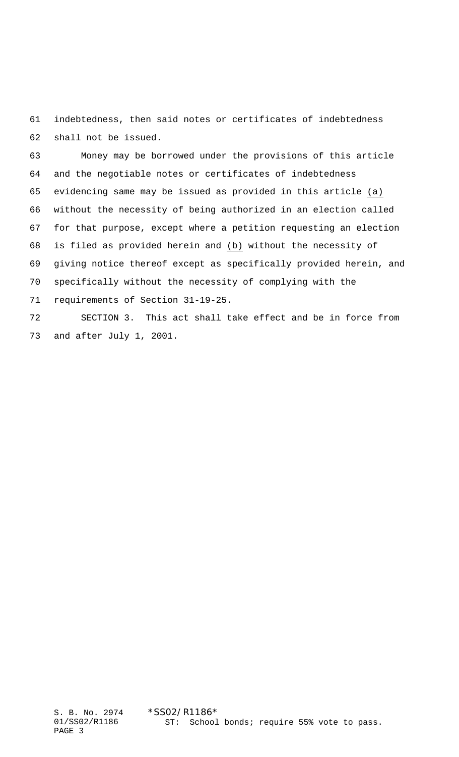indebtedness, then said notes or certificates of indebtedness shall not be issued.

Money may be borrowed under the provisions of this article and the negotiable notes or certificates of indebtedness evidencing same may be issued as provided in this article (a) without the necessity of being authorized in an election called for that purpose, except where a petition requesting an election is filed as provided herein and (b) without the necessity of giving notice thereof except as specifically provided herein, and specifically without the necessity of complying with the requirements of Section 31-19-25.

SECTION 3. This act shall take effect and be in force from and after July 1, 2001.